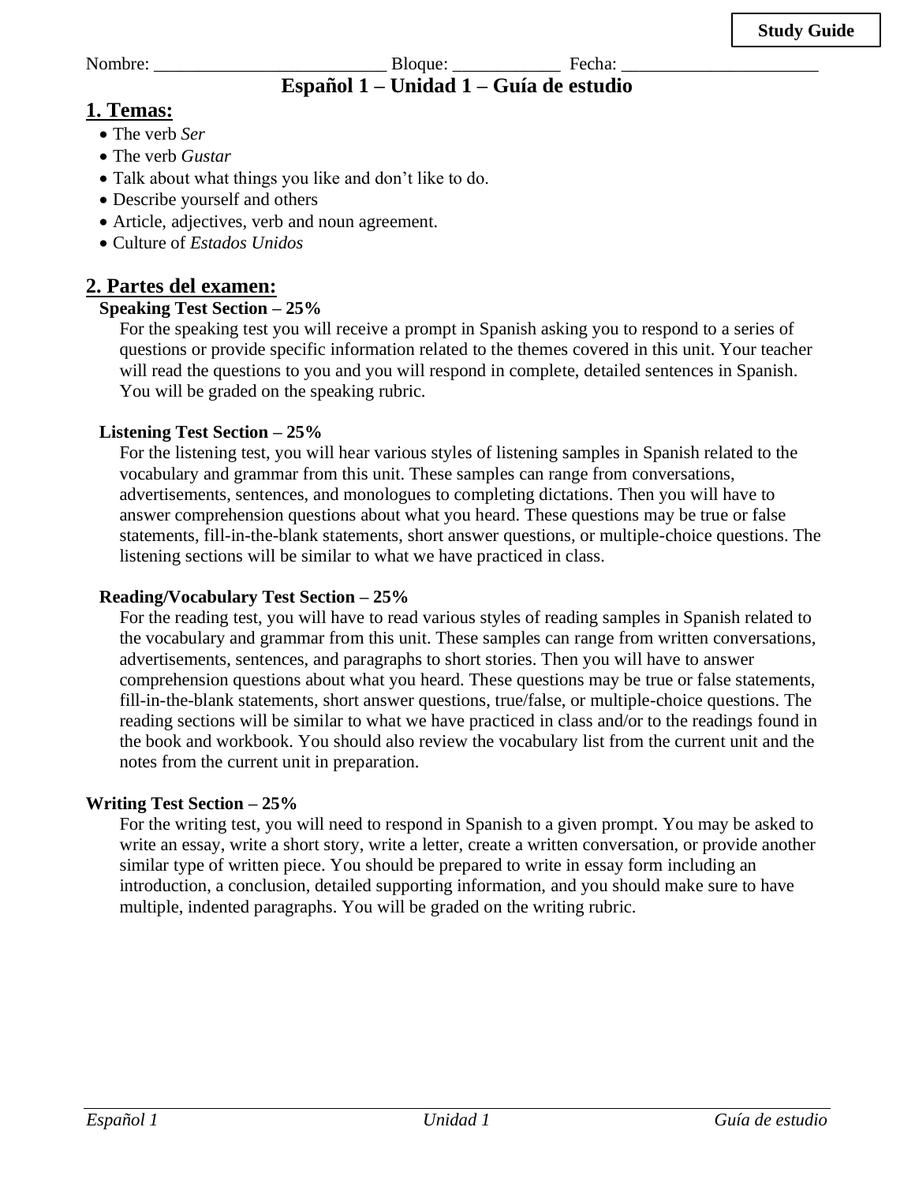**Study Guide**

Nombre: _________________________ Bloque: ___________ Fecha: _____________________

# Español 1 – Unidad 1 – Guía de estudio

## 1. Temas:

- The verb *Ser*
- The verb *Gustar*
- Talk about what things you like and don't like to do.
- Describe yourself and others
- Article, adjectives, verb and noun agreement.
- Culture of *Estados Unidos*

## 2. Partes del examen:

**Speaking Test Section – 25%**

For the speaking test you will receive a prompt in Spanish asking you to respond to a series of questions or provide specific information related to the themes covered in this unit. Your teacher will read the questions to you and you will respond in complete, detailed sentences in Spanish. You will be graded on the speaking rubric.

**Listening Test Section – 25%**

For the listening test, you will hear various styles of listening samples in Spanish related to the vocabulary and grammar from this unit. These samples can range from conversations, advertisements, sentences, and monologues to completing dictations. Then you will have to answer comprehension questions about what you heard. These questions may be true or false statements, fill-in-the-blank statements, short answer questions, or multiple-choice questions. The listening sections will be similar to what we have practiced in class.

**Reading/Vocabulary Test Section – 25%**

For the reading test, you will have to read various styles of reading samples in Spanish related to the vocabulary and grammar from this unit. These samples can range from written conversations, advertisements, sentences, and paragraphs to short stories. Then you will have to answer comprehension questions about what you heard. These questions may be true or false statements, fill-in-the-blank statements, short answer questions, true/false, or multiple-choice questions. The reading sections will be similar to what we have practiced in class and/or to the readings found in the book and workbook. You should also review the vocabulary list from the current unit and the notes from the current unit in preparation.

**Writing Test Section – 25%**

For the writing test, you will need to respond in Spanish to a given prompt. You may be asked to write an essay, write a short story, write a letter, create a written conversation, or provide another similar type of written piece. You should be prepared to write in essay form including an introduction, a conclusion, detailed supporting information, and you should make sure to have multiple, indented paragraphs. You will be graded on the writing rubric.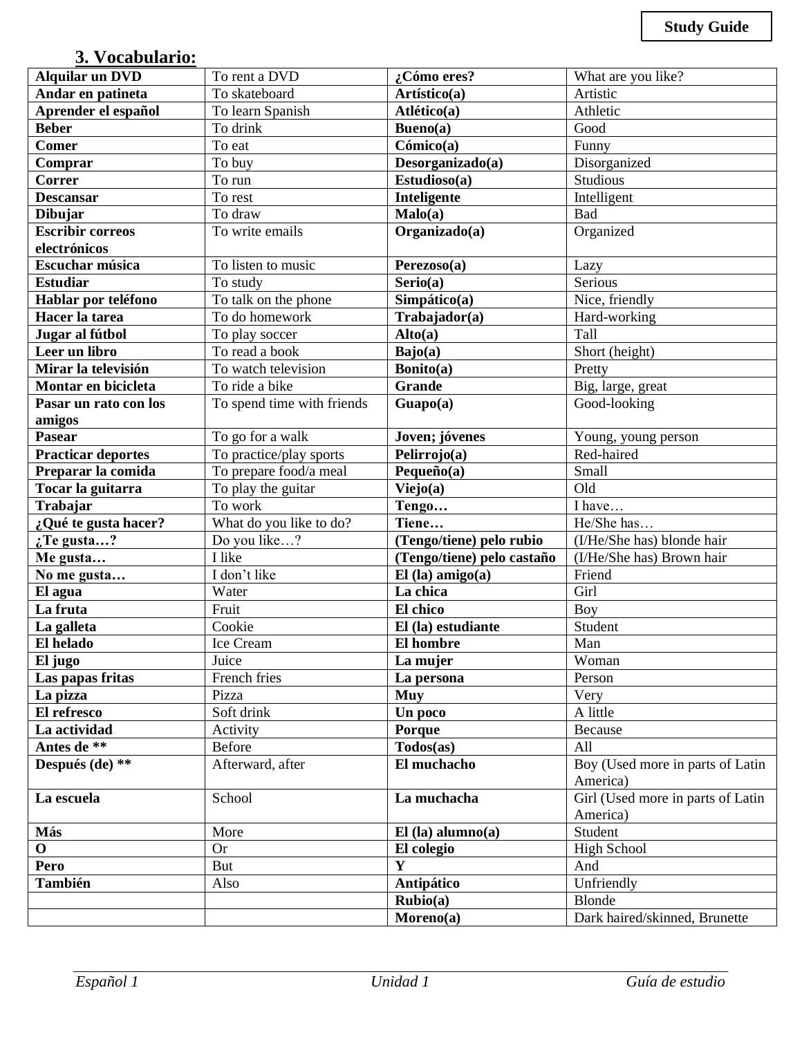**Study Guide**

## 3. Vocabulario:

| | | | |
|---|---|---|---|
| **Alquilar un DVD** | To rent a DVD | **¿Cómo eres?** | What are you like? |
| **Andar en patineta** | To skateboard | **Artístico(a)** | Artistic |
| **Aprender el español** | To learn Spanish | **Atlético(a)** | Athletic |
| **Beber** | To drink | **Bueno(a)** | Good |
| **Comer** | To eat | **Cómico(a)** | Funny |
| **Comprar** | To buy | **Desorganizado(a)** | Disorganized |
| **Correr** | To run | **Estudioso(a)** | Studious |
| **Descansar** | To rest | **Inteligente** | Intelligent |
| **Dibujar** | To draw | **Malo(a)** | Bad |
| **Escribir correos electrónicos** | To write emails | **Organizado(a)** | Organized |
| **Escuchar música** | To listen to music | **Perezoso(a)** | Lazy |
| **Estudiar** | To study | **Serio(a)** | Serious |
| **Hablar por teléfono** | To talk on the phone | **Simpático(a)** | Nice, friendly |
| **Hacer la tarea** | To do homework | **Trabajador(a)** | Hard-working |
| **Jugar al fútbol** | To play soccer | **Alto(a)** | Tall |
| **Leer un libro** | To read a book | **Bajo(a)** | Short (height) |
| **Mirar la televisión** | To watch television | **Bonito(a)** | Pretty |
| **Montar en bicicleta** | To ride a bike | **Grande** | Big, large, great |
| **Pasar un rato con los amigos** | To spend time with friends | **Guapo(a)** | Good-looking |
| **Pasear** | To go for a walk | **Joven; jóvenes** | Young, young person |
| **Practicar deportes** | To practice/play sports | **Pelirrojo(a)** | Red-haired |
| **Preparar la comida** | To prepare food/a meal | **Pequeño(a)** | Small |
| **Tocar la guitarra** | To play the guitar | **Viejo(a)** | Old |
| **Trabajar** | To work | **Tengo…** | I have… |
| **¿Qué te gusta hacer?** | What do you like to do? | **Tiene…** | He/She has… |
| **¿Te gusta…?** | Do you like…? | **(Tengo/tiene) pelo rubio** | (I/He/She has) blonde hair |
| **Me gusta…** | I like | **(Tengo/tiene) pelo castaño** | (I/He/She has) Brown hair |
| **No me gusta…** | I don't like | **El (la) amigo(a)** | Friend |
| **El agua** | Water | **La chica** | Girl |
| **La fruta** | Fruit | **El chico** | Boy |
| **La galleta** | Cookie | **El (la) estudiante** | Student |
| **El helado** | Ice Cream | **El hombre** | Man |
| **El jugo** | Juice | **La mujer** | Woman |
| **Las papas fritas** | French fries | **La persona** | Person |
| **La pizza** | Pizza | **Muy** | Very |
| **El refresco** | Soft drink | **Un poco** | A little |
| **La actividad** | Activity | **Porque** | Because |
| **Antes de \*\*** | Before | **Todos(as)** | All |
| **Después (de) \*\*** | Afterward, after | **El muchacho** | Boy (Used more in parts of Latin America) |
| **La escuela** | School | **La muchacha** | Girl (Used more in parts of Latin America) |
| **Más** | More | **El (la) alumno(a)** | Student |
| **O** | Or | **El colegio** | High School |
| **Pero** | But | **Y** | And |
| **También** | Also | **Antipático** | Unfriendly |
| | | **Rubio(a)** | Blonde |
| | | **Moreno(a)** | Dark haired/skinned, Brunette |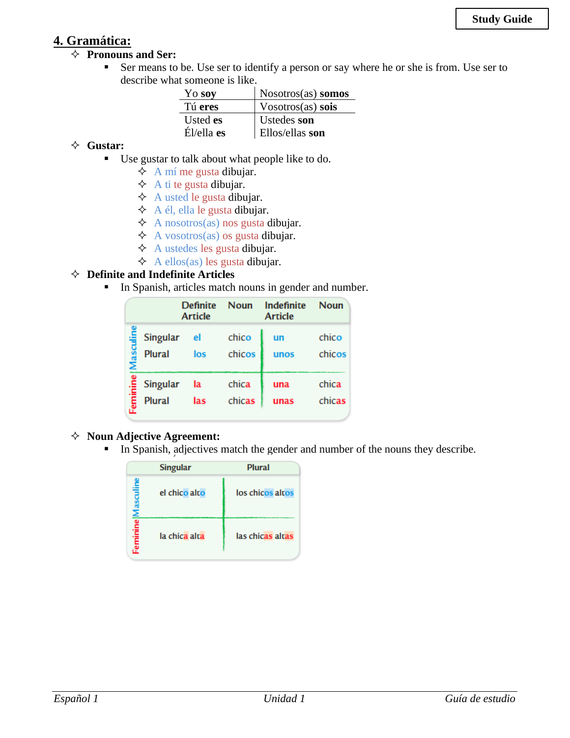Study Guide

## 4. Gramática:

- ✧ **Pronouns and Ser:**
  - Ser means to be. Use ser to identify a person or say where he or she is from. Use ser to describe what someone is like.

| | |
|---|---|
| Yo **soy** | Nosotros(as) **somos** |
| Tú **eres** | Vosotros(as) **sois** |
| Usted **es** | Ustedes **son** |
| Él/ella **es** | Ellos/ellas **son** |

- ✧ **Gustar:**
  - Use gustar to talk about what people like to do.
    - ✧ A mí me gusta dibujar.
    - ✧ A ti te gusta dibujar.
    - ✧ A usted le gusta dibujar.
    - ✧ A él, ella le gusta dibujar.
    - ✧ A nosotros(as) nos gusta dibujar.
    - ✧ A vosotros(as) os gusta dibujar.
    - ✧ A ustedes les gusta dibujar.
    - ✧ A ellos(as) les gusta dibujar.
- ✧ **Definite and Indefinite Articles**
  - In Spanish, articles match nouns in gender and number.

| | | Definite Article | Noun | Indefinite Article | Noun |
|---|---|---|---|---|---|
| Masculine | Singular | el | chico | un | chico |
| | Plural | los | chicos | unos | chicos |
| Feminine | Singular | la | chica | una | chica |
| | Plural | las | chicas | unas | chicas |

- ✧ **Noun Adjective Agreement:**
  - In Spanish, adjectives match the gender and number of the nouns they describe.

| | Singular | Plural |
|---|---|---|
| Masculine | el chico alto | los chicos altos |
| Feminine | la chica alta | las chicas altas |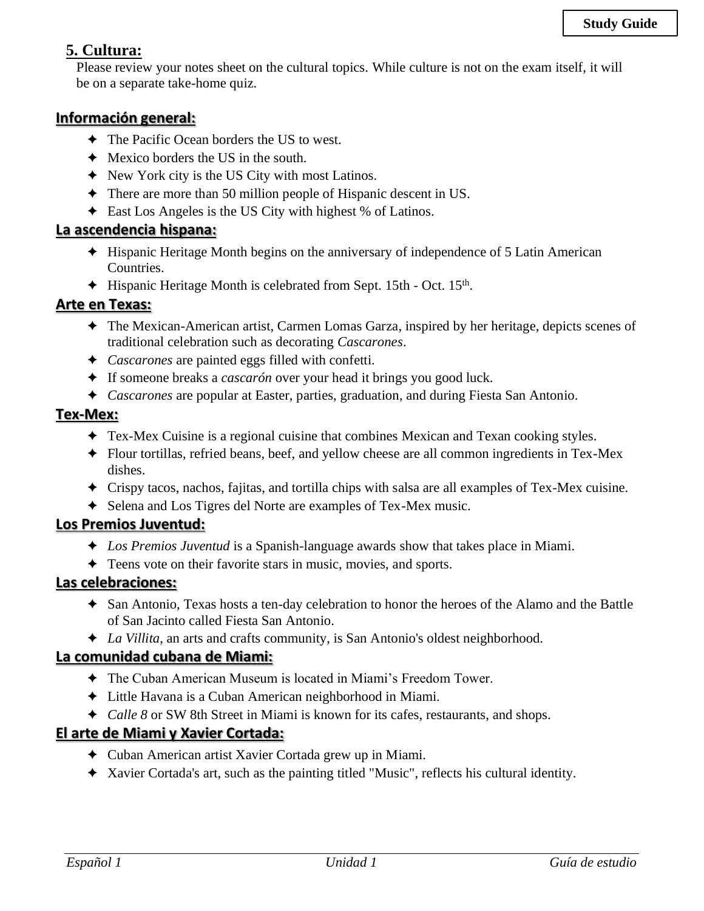## 5. Cultura:

Please review your notes sheet on the cultural topics. While culture is not on the exam itself, it will be on a separate take-home quiz.

### Información general:

- The Pacific Ocean borders the US to west.
- Mexico borders the US in the south.
- New York city is the US City with most Latinos.
- There are more than 50 million people of Hispanic descent in US.
- East Los Angeles is the US City with highest % of Latinos.

### La ascendencia hispana:

- Hispanic Heritage Month begins on the anniversary of independence of 5 Latin American Countries.
- Hispanic Heritage Month is celebrated from Sept. 15th - Oct. 15th.

### Arte en Texas:

- The Mexican-American artist, Carmen Lomas Garza, inspired by her heritage, depicts scenes of traditional celebration such as decorating *Cascarones*.
- *Cascarones* are painted eggs filled with confetti.
- If someone breaks a *cascarón* over your head it brings you good luck.
- *Cascarones* are popular at Easter, parties, graduation, and during Fiesta San Antonio.

### Tex-Mex:

- Tex-Mex Cuisine is a regional cuisine that combines Mexican and Texan cooking styles.
- Flour tortillas, refried beans, beef, and yellow cheese are all common ingredients in Tex-Mex dishes.
- Crispy tacos, nachos, fajitas, and tortilla chips with salsa are all examples of Tex-Mex cuisine.
- Selena and Los Tigres del Norte are examples of Tex-Mex music.

### Los Premios Juventud:

- *Los Premios Juventud* is a Spanish-language awards show that takes place in Miami.
- Teens vote on their favorite stars in music, movies, and sports.

### Las celebraciones:

- San Antonio, Texas hosts a ten-day celebration to honor the heroes of the Alamo and the Battle of San Jacinto called Fiesta San Antonio.
- *La Villita*, an arts and crafts community, is San Antonio's oldest neighborhood.

### La comunidad cubana de Miami:

- The Cuban American Museum is located in Miami's Freedom Tower.
- Little Havana is a Cuban American neighborhood in Miami.
- *Calle 8* or SW 8th Street in Miami is known for its cafes, restaurants, and shops.

### El arte de Miami y Xavier Cortada:

- Cuban American artist Xavier Cortada grew up in Miami.
- Xavier Cortada's art, such as the painting titled "Music", reflects his cultural identity.